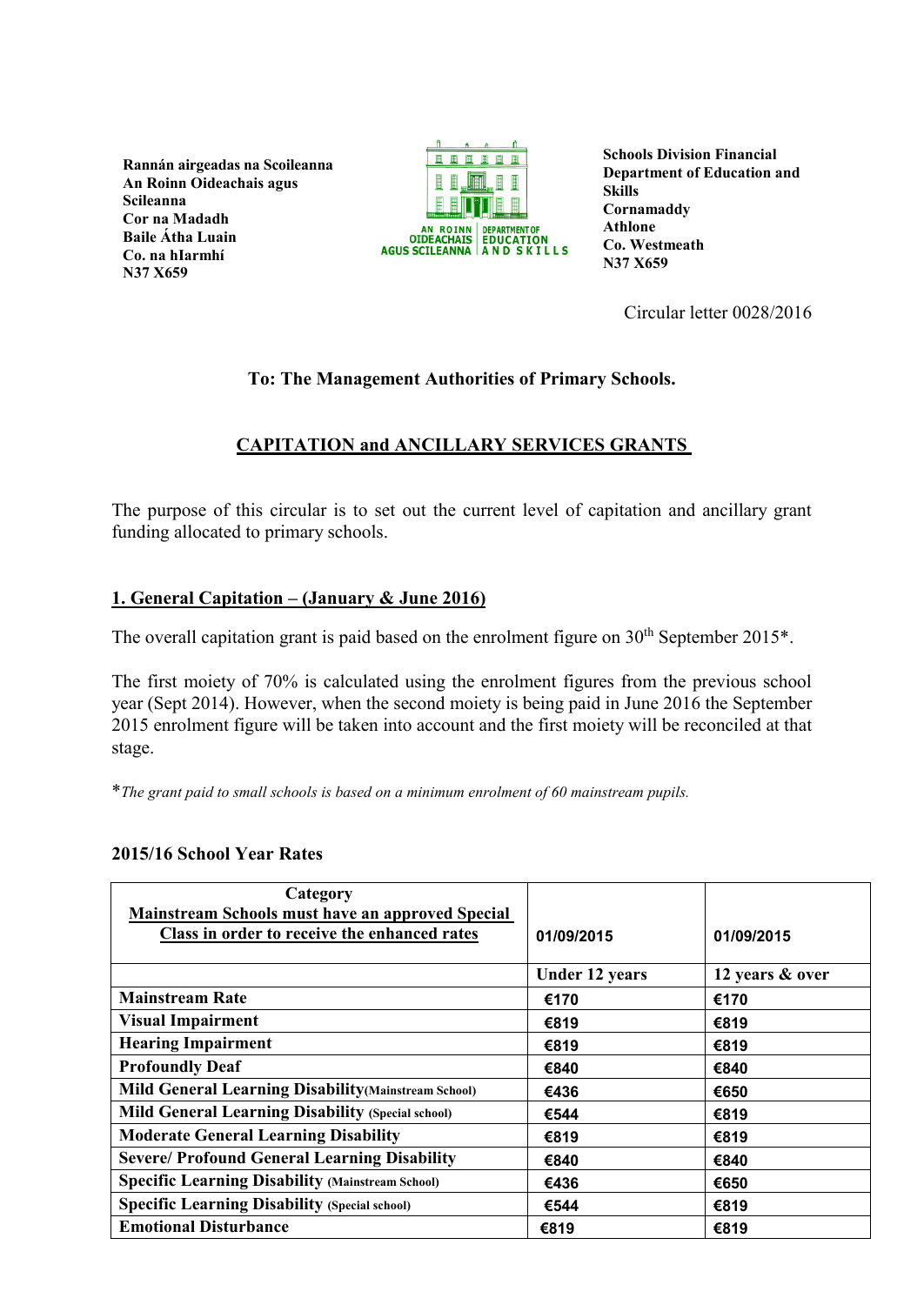**Rannán airgeadas na Scoileanna**
**An Roinn Oideachais agus Scileanna**
**Cor na Madadh**
**Baile Átha Luain**
**Co. na hIarmhí**
**N37 X659**

**Schools Division Financial**
**Department of Education and Skills**
**Cornamaddy**
**Athlone**
**Co. Westmeath**
**N37 X659**

Circular letter 0028/2016

**To: The Management Authorities of Primary Schools.**

## CAPITATION and ANCILLARY SERVICES GRANTS

The purpose of this circular is to set out the current level of capitation and ancillary grant funding allocated to primary schools.

### 1. General Capitation – (January & June 2016)

The overall capitation grant is paid based on the enrolment figure on 30th September 2015*.

The first moiety of 70% is calculated using the enrolment figures from the previous school year (Sept 2014). However, when the second moiety is being paid in June 2016 the September 2015 enrolment figure will be taken into account and the first moiety will be reconciled at that stage.

**The grant paid to small schools is based on a minimum enrolment of 60 mainstream pupils.*

### 2015/16 School Year Rates

| Category<br>Mainstream Schools must have an approved Special Class in order to receive the enhanced rates | 01/09/2015 | 01/09/2015 |
|---|---|---|
| | **Under 12 years** | **12 years & over** |
| **Mainstream Rate** | €170 | €170 |
| **Visual Impairment** | €819 | €819 |
| **Hearing Impairment** | €819 | €819 |
| **Profoundly Deaf** | €840 | €840 |
| **Mild General Learning Disability** (Mainstream School) | €436 | €650 |
| **Mild General Learning Disability** (Special school) | €544 | €819 |
| **Moderate General Learning Disability** | €819 | €819 |
| **Severe/ Profound General Learning Disability** | €840 | €840 |
| **Specific Learning Disability** (Mainstream School) | €436 | €650 |
| **Specific Learning Disability** (Special school) | €544 | €819 |
| **Emotional Disturbance** | €819 | €819 |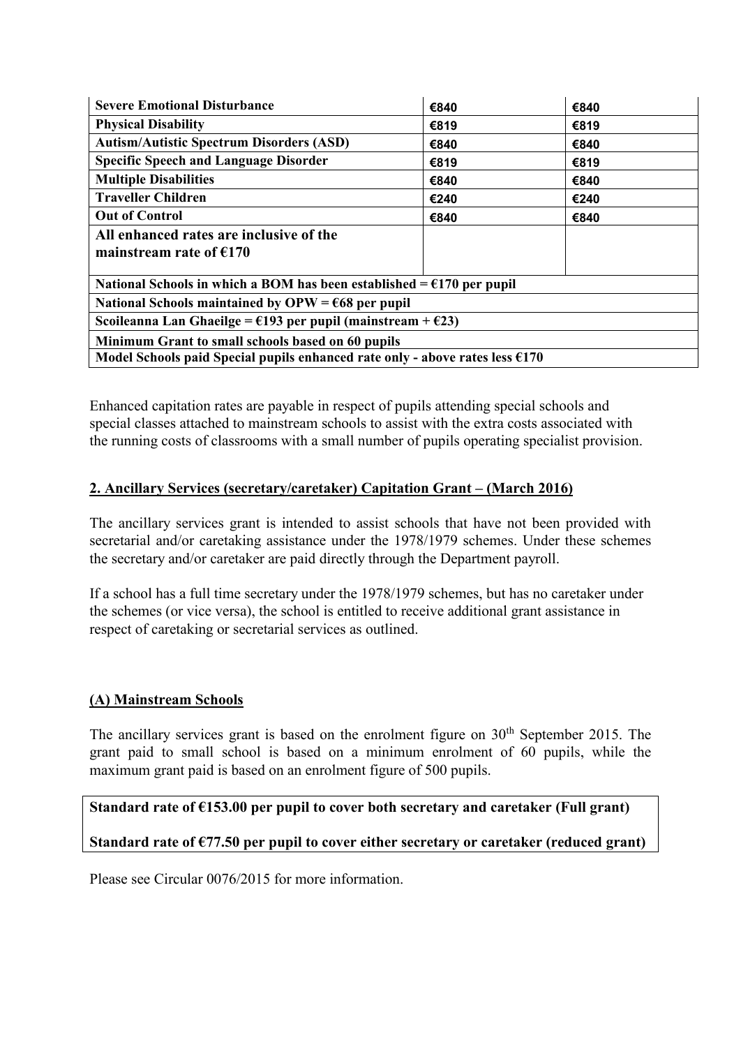| | | |
|---|---|---|
| **Severe Emotional Disturbance** | €840 | €840 |
| **Physical Disability** | €819 | €819 |
| **Autism/Autistic Spectrum Disorders (ASD)** | €840 | €840 |
| **Specific Speech and Language Disorder** | €819 | €819 |
| **Multiple Disabilities** | €840 | €840 |
| **Traveller Children** | €240 | €240 |
| **Out of Control** | €840 | €840 |
| **All enhanced rates are inclusive of the mainstream rate of €170** | | |
| **National Schools in which a BOM has been established = €170 per pupil** | | |
| **National Schools maintained by OPW = €68 per pupil** | | |
| **Scoileanna Lan Ghaeilge = €193 per pupil (mainstream + €23)** | | |
| **Minimum Grant to small schools based on 60 pupils** | | |
| **Model Schools paid Special pupils enhanced rate only - above rates less €170** | | |

Enhanced capitation rates are payable in respect of pupils attending special schools and special classes attached to mainstream schools to assist with the extra costs associated with the running costs of classrooms with a small number of pupils operating specialist provision.

## 2. Ancillary Services (secretary/caretaker) Capitation Grant – (March 2016)

The ancillary services grant is intended to assist schools that have not been provided with secretarial and/or caretaking assistance under the 1978/1979 schemes. Under these schemes the secretary and/or caretaker are paid directly through the Department payroll.

If a school has a full time secretary under the 1978/1979 schemes, but has no caretaker under the schemes (or vice versa), the school is entitled to receive additional grant assistance in respect of caretaking or secretarial services as outlined.

### (A) Mainstream Schools

The ancillary services grant is based on the enrolment figure on 30th September 2015. The grant paid to small school is based on a minimum enrolment of 60 pupils, while the maximum grant paid is based on an enrolment figure of 500 pupils.

**Standard rate of €153.00 per pupil to cover both secretary and caretaker (Full grant)**

**Standard rate of €77.50 per pupil to cover either secretary or caretaker (reduced grant)**

Please see Circular 0076/2015 for more information.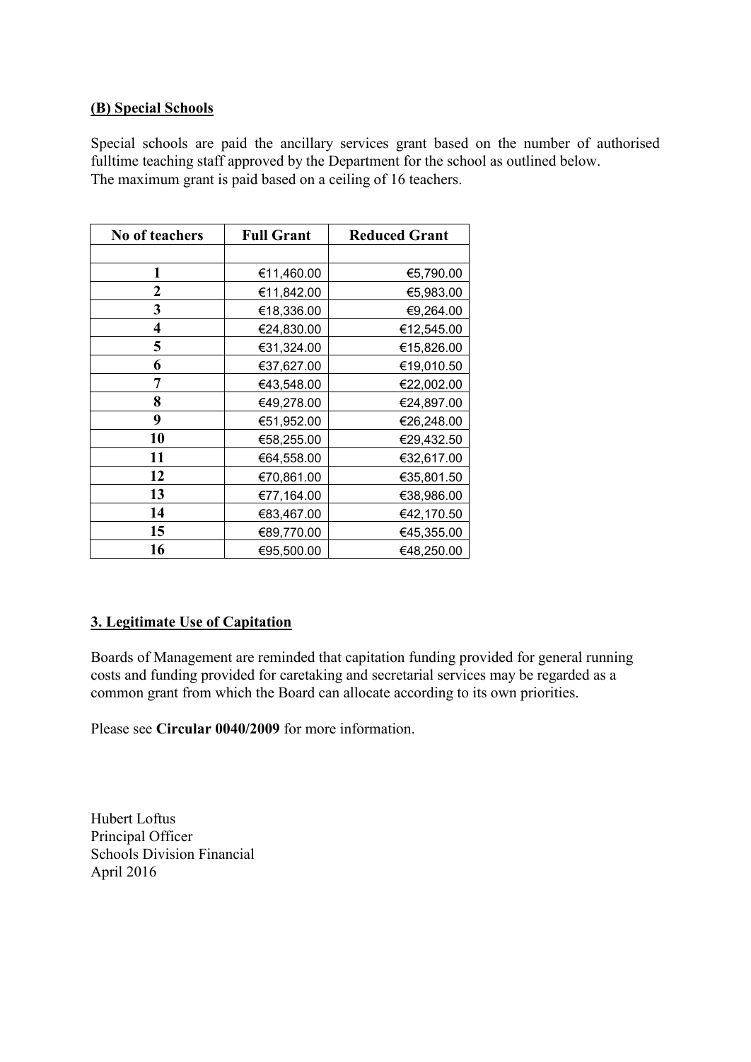**(B) Special Schools**

Special schools are paid the ancillary services grant based on the number of authorised fulltime teaching staff approved by the Department for the school as outlined below.
The maximum grant is paid based on a ceiling of 16 teachers.

| No of teachers | Full Grant | Reduced Grant |
|---|---|---|
| | | |
| 1 | €11,460.00 | €5,790.00 |
| 2 | €11,842.00 | €5,983.00 |
| 3 | €18,336.00 | €9,264.00 |
| 4 | €24,830.00 | €12,545.00 |
| 5 | €31,324.00 | €15,826.00 |
| 6 | €37,627.00 | €19,010.50 |
| 7 | €43,548.00 | €22,002.00 |
| 8 | €49,278.00 | €24,897.00 |
| 9 | €51,952.00 | €26,248.00 |
| 10 | €58,255.00 | €29,432.50 |
| 11 | €64,558.00 | €32,617.00 |
| 12 | €70,861.00 | €35,801.50 |
| 13 | €77,164.00 | €38,986.00 |
| 14 | €83,467.00 | €42,170.50 |
| 15 | €89,770.00 | €45,355.00 |
| 16 | €95,500.00 | €48,250.00 |

**3. Legitimate Use of Capitation**

Boards of Management are reminded that capitation funding provided for general running costs and funding provided for caretaking and secretarial services may be regarded as a common grant from which the Board can allocate according to its own priorities.

Please see **Circular 0040/2009** for more information.

Hubert Loftus
Principal Officer
Schools Division Financial
April 2016